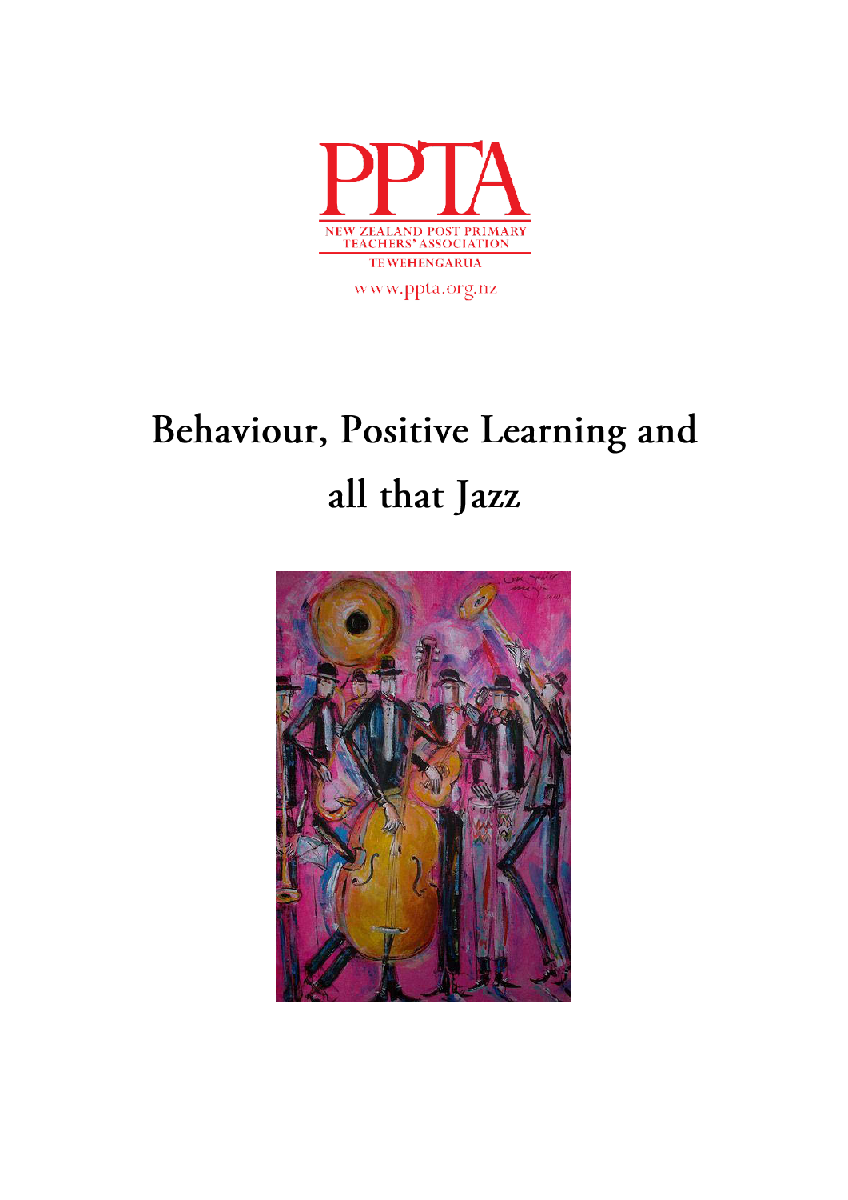PPTA

NEW ZEALAND POST PRIMARY TEACHERS' ASSOCIATION

TE WEHENGARUA

www.ppta.org.nz

# Behaviour, Positive Learning and all that Jazz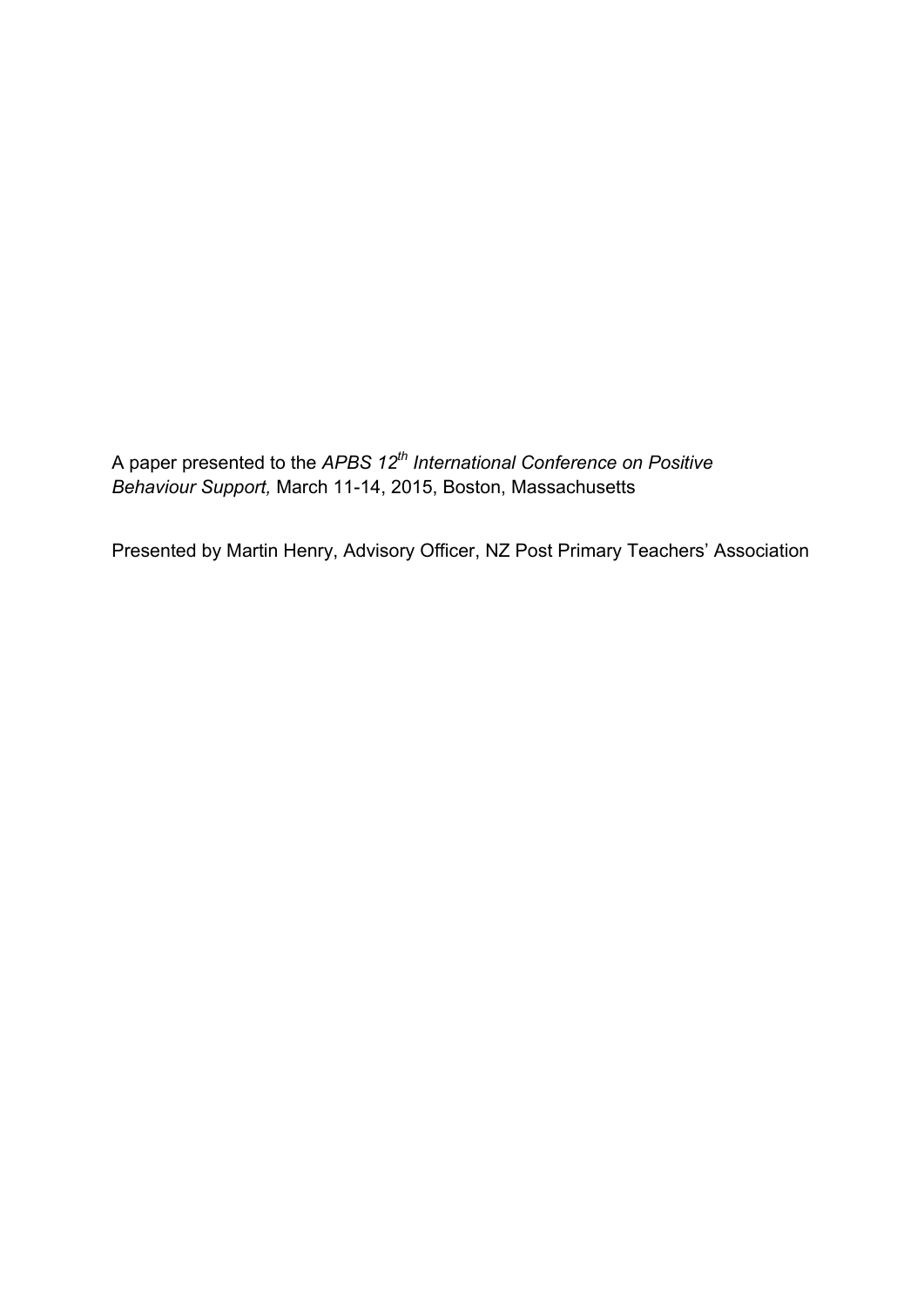A paper presented to the *APBS 12th International Conference on Positive Behaviour Support,* March 11-14, 2015, Boston, Massachusetts

Presented by Martin Henry, Advisory Officer, NZ Post Primary Teachers' Association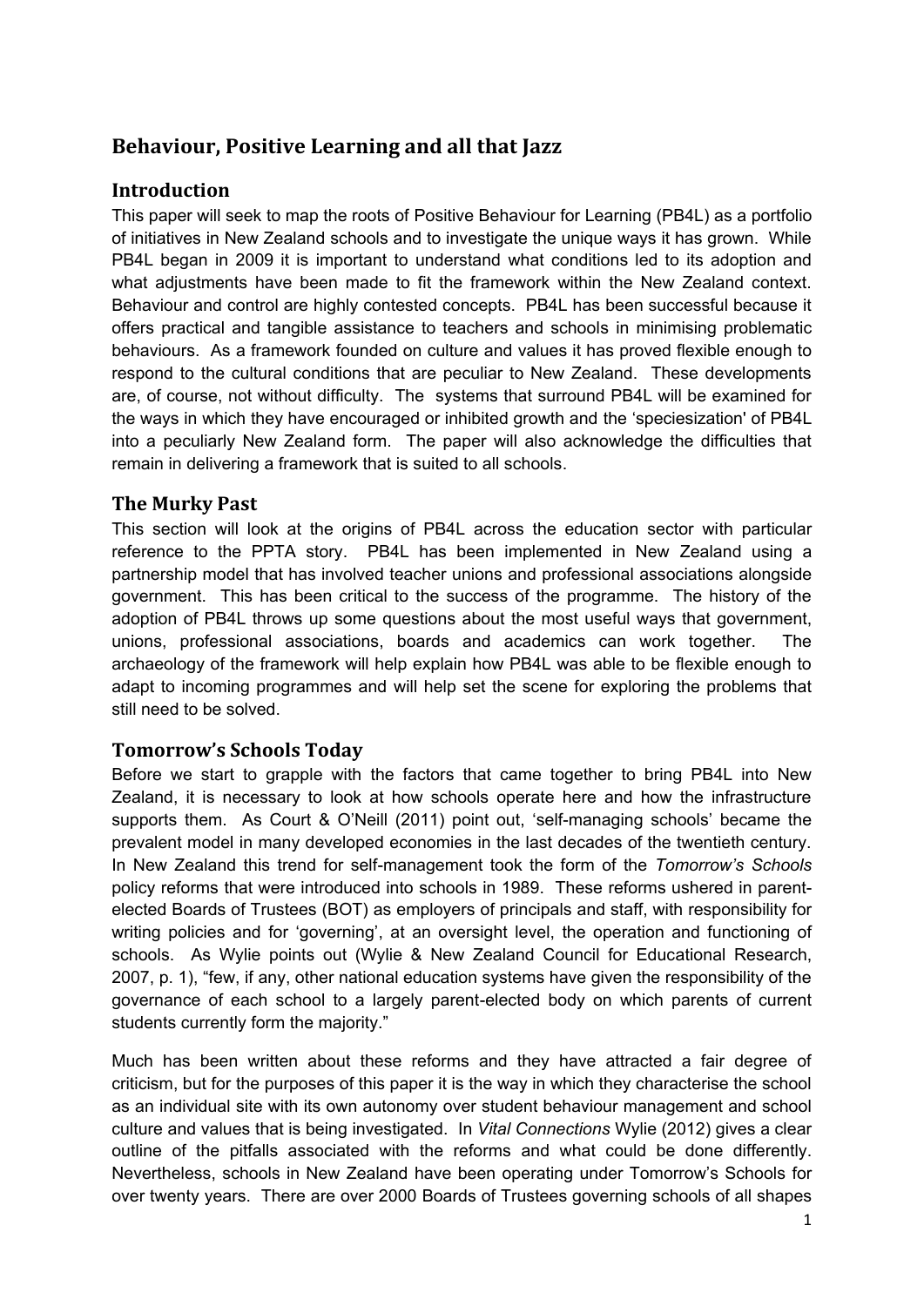# Behaviour, Positive Learning and all that Jazz

## Introduction

This paper will seek to map the roots of Positive Behaviour for Learning (PB4L) as a portfolio of initiatives in New Zealand schools and to investigate the unique ways it has grown. While PB4L began in 2009 it is important to understand what conditions led to its adoption and what adjustments have been made to fit the framework within the New Zealand context. Behaviour and control are highly contested concepts. PB4L has been successful because it offers practical and tangible assistance to teachers and schools in minimising problematic behaviours. As a framework founded on culture and values it has proved flexible enough to respond to the cultural conditions that are peculiar to New Zealand. These developments are, of course, not without difficulty. The systems that surround PB4L will be examined for the ways in which they have encouraged or inhibited growth and the 'speciesization' of PB4L into a peculiarly New Zealand form. The paper will also acknowledge the difficulties that remain in delivering a framework that is suited to all schools.

## The Murky Past

This section will look at the origins of PB4L across the education sector with particular reference to the PPTA story. PB4L has been implemented in New Zealand using a partnership model that has involved teacher unions and professional associations alongside government. This has been critical to the success of the programme. The history of the adoption of PB4L throws up some questions about the most useful ways that government, unions, professional associations, boards and academics can work together. The archaeology of the framework will help explain how PB4L was able to be flexible enough to adapt to incoming programmes and will help set the scene for exploring the problems that still need to be solved.

## Tomorrow's Schools Today

Before we start to grapple with the factors that came together to bring PB4L into New Zealand, it is necessary to look at how schools operate here and how the infrastructure supports them. As Court & O'Neill (2011) point out, 'self-managing schools' became the prevalent model in many developed economies in the last decades of the twentieth century. In New Zealand this trend for self-management took the form of the *Tomorrow's Schools* policy reforms that were introduced into schools in 1989. These reforms ushered in parent-elected Boards of Trustees (BOT) as employers of principals and staff, with responsibility for writing policies and for 'governing', at an oversight level, the operation and functioning of schools. As Wylie points out (Wylie & New Zealand Council for Educational Research, 2007, p. 1), "few, if any, other national education systems have given the responsibility of the governance of each school to a largely parent-elected body on which parents of current students currently form the majority."

Much has been written about these reforms and they have attracted a fair degree of criticism, but for the purposes of this paper it is the way in which they characterise the school as an individual site with its own autonomy over student behaviour management and school culture and values that is being investigated. In *Vital Connections* Wylie (2012) gives a clear outline of the pitfalls associated with the reforms and what could be done differently. Nevertheless, schools in New Zealand have been operating under Tomorrow's Schools for over twenty years. There are over 2000 Boards of Trustees governing schools of all shapes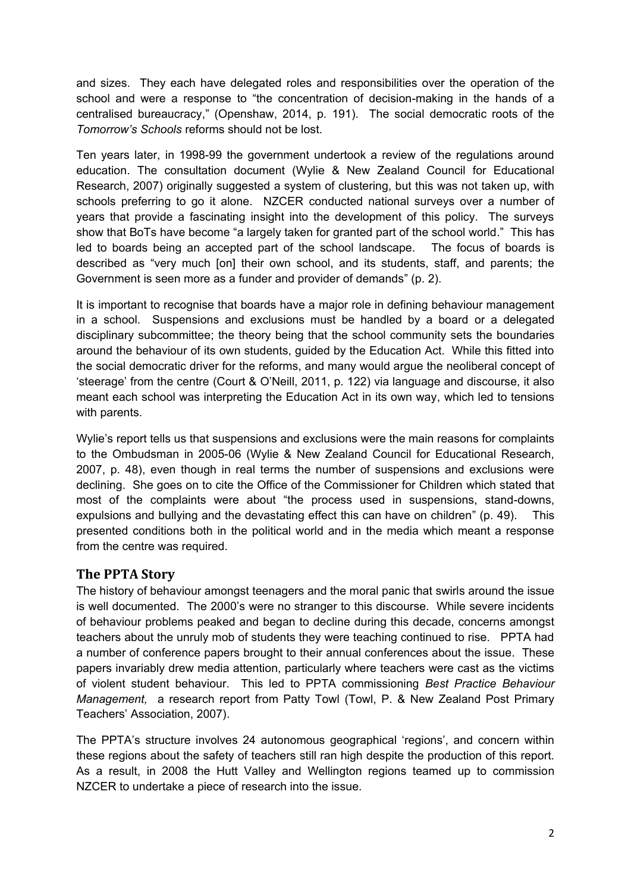and sizes. They each have delegated roles and responsibilities over the operation of the school and were a response to "the concentration of decision-making in the hands of a centralised bureaucracy," (Openshaw, 2014, p. 191). The social democratic roots of the *Tomorrow's Schools* reforms should not be lost.

Ten years later, in 1998-99 the government undertook a review of the regulations around education. The consultation document (Wylie & New Zealand Council for Educational Research, 2007) originally suggested a system of clustering, but this was not taken up, with schools preferring to go it alone. NZCER conducted national surveys over a number of years that provide a fascinating insight into the development of this policy. The surveys show that BoTs have become "a largely taken for granted part of the school world." This has led to boards being an accepted part of the school landscape. The focus of boards is described as "very much [on] their own school, and its students, staff, and parents; the Government is seen more as a funder and provider of demands" (p. 2).

It is important to recognise that boards have a major role in defining behaviour management in a school. Suspensions and exclusions must be handled by a board or a delegated disciplinary subcommittee; the theory being that the school community sets the boundaries around the behaviour of its own students, guided by the Education Act. While this fitted into the social democratic driver for the reforms, and many would argue the neoliberal concept of 'steerage' from the centre (Court & O'Neill, 2011, p. 122) via language and discourse, it also meant each school was interpreting the Education Act in its own way, which led to tensions with parents.

Wylie's report tells us that suspensions and exclusions were the main reasons for complaints to the Ombudsman in 2005-06 (Wylie & New Zealand Council for Educational Research, 2007, p. 48), even though in real terms the number of suspensions and exclusions were declining. She goes on to cite the Office of the Commissioner for Children which stated that most of the complaints were about "the process used in suspensions, stand-downs, expulsions and bullying and the devastating effect this can have on children" (p. 49). This presented conditions both in the political world and in the media which meant a response from the centre was required.

## The PPTA Story

The history of behaviour amongst teenagers and the moral panic that swirls around the issue is well documented. The 2000's were no stranger to this discourse. While severe incidents of behaviour problems peaked and began to decline during this decade, concerns amongst teachers about the unruly mob of students they were teaching continued to rise. PPTA had a number of conference papers brought to their annual conferences about the issue. These papers invariably drew media attention, particularly where teachers were cast as the victims of violent student behaviour. This led to PPTA commissioning *Best Practice Behaviour Management,* a research report from Patty Towl (Towl, P. & New Zealand Post Primary Teachers' Association, 2007).

The PPTA's structure involves 24 autonomous geographical 'regions', and concern within these regions about the safety of teachers still ran high despite the production of this report. As a result, in 2008 the Hutt Valley and Wellington regions teamed up to commission NZCER to undertake a piece of research into the issue.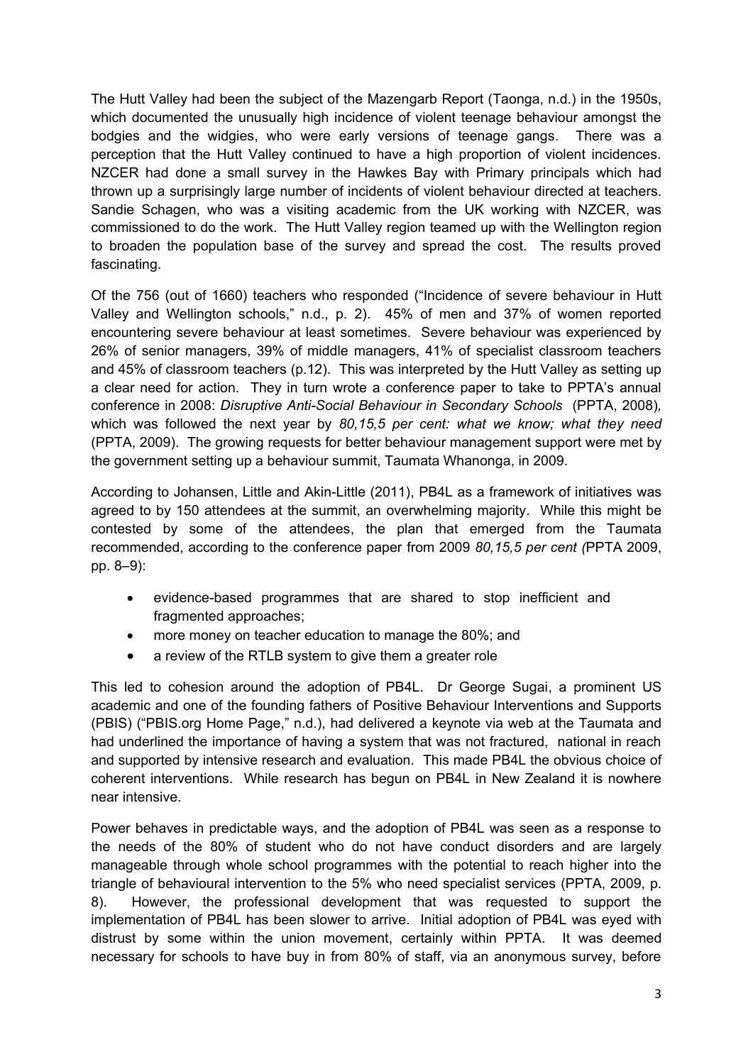The Hutt Valley had been the subject of the Mazengarb Report (Taonga, n.d.) in the 1950s, which documented the unusually high incidence of violent teenage behaviour amongst the bodgies and the widgies, who were early versions of teenage gangs. There was a perception that the Hutt Valley continued to have a high proportion of violent incidences. NZCER had done a small survey in the Hawkes Bay with Primary principals which had thrown up a surprisingly large number of incidents of violent behaviour directed at teachers. Sandie Schagen, who was a visiting academic from the UK working with NZCER, was commissioned to do the work. The Hutt Valley region teamed up with the Wellington region to broaden the population base of the survey and spread the cost. The results proved fascinating.

Of the 756 (out of 1660) teachers who responded ("Incidence of severe behaviour in Hutt Valley and Wellington schools," n.d., p. 2). 45% of men and 37% of women reported encountering severe behaviour at least sometimes. Severe behaviour was experienced by 26% of senior managers, 39% of middle managers, 41% of specialist classroom teachers and 45% of classroom teachers (p.12). This was interpreted by the Hutt Valley as setting up a clear need for action. They in turn wrote a conference paper to take to PPTA's annual conference in 2008: *Disruptive Anti-Social Behaviour in Secondary Schools* (PPTA, 2008)*,* which was followed the next year by *80,15,5 per cent: what we know; what they need* (PPTA, 2009). The growing requests for better behaviour management support were met by the government setting up a behaviour summit, Taumata Whanonga, in 2009.

According to Johansen, Little and Akin-Little (2011), PB4L as a framework of initiatives was agreed to by 150 attendees at the summit, an overwhelming majority. While this might be contested by some of the attendees, the plan that emerged from the Taumata recommended, according to the conference paper from 2009 *80,15,5 per cent (*PPTA 2009, pp. 8–9):

- evidence-based programmes that are shared to stop inefficient and fragmented approaches;
- more money on teacher education to manage the 80%; and
- a review of the RTLB system to give them a greater role

This led to cohesion around the adoption of PB4L. Dr George Sugai, a prominent US academic and one of the founding fathers of Positive Behaviour Interventions and Supports (PBIS) ("PBIS.org Home Page," n.d.), had delivered a keynote via web at the Taumata and had underlined the importance of having a system that was not fractured, national in reach and supported by intensive research and evaluation. This made PB4L the obvious choice of coherent interventions. While research has begun on PB4L in New Zealand it is nowhere near intensive.

Power behaves in predictable ways, and the adoption of PB4L was seen as a response to the needs of the 80% of student who do not have conduct disorders and are largely manageable through whole school programmes with the potential to reach higher into the triangle of behavioural intervention to the 5% who need specialist services (PPTA, 2009, p. 8). However, the professional development that was requested to support the implementation of PB4L has been slower to arrive. Initial adoption of PB4L was eyed with distrust by some within the union movement, certainly within PPTA. It was deemed necessary for schools to have buy in from 80% of staff, via an anonymous survey, before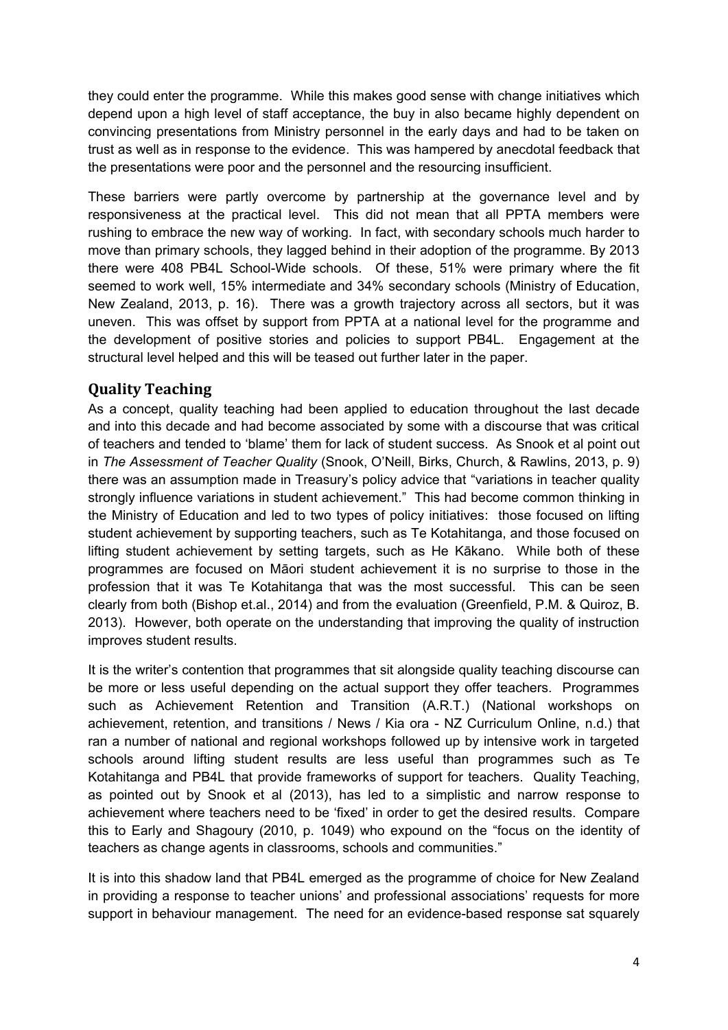they could enter the programme. While this makes good sense with change initiatives which depend upon a high level of staff acceptance, the buy in also became highly dependent on convincing presentations from Ministry personnel in the early days and had to be taken on trust as well as in response to the evidence. This was hampered by anecdotal feedback that the presentations were poor and the personnel and the resourcing insufficient.

These barriers were partly overcome by partnership at the governance level and by responsiveness at the practical level. This did not mean that all PPTA members were rushing to embrace the new way of working. In fact, with secondary schools much harder to move than primary schools, they lagged behind in their adoption of the programme. By 2013 there were 408 PB4L School-Wide schools. Of these, 51% were primary where the fit seemed to work well, 15% intermediate and 34% secondary schools (Ministry of Education, New Zealand, 2013, p. 16). There was a growth trajectory across all sectors, but it was uneven. This was offset by support from PPTA at a national level for the programme and the development of positive stories and policies to support PB4L. Engagement at the structural level helped and this will be teased out further later in the paper.

## Quality Teaching

As a concept, quality teaching had been applied to education throughout the last decade and into this decade and had become associated by some with a discourse that was critical of teachers and tended to 'blame' them for lack of student success. As Snook et al point out in *The Assessment of Teacher Quality* (Snook, O'Neill, Birks, Church, & Rawlins, 2013, p. 9) there was an assumption made in Treasury's policy advice that "variations in teacher quality strongly influence variations in student achievement." This had become common thinking in the Ministry of Education and led to two types of policy initiatives: those focused on lifting student achievement by supporting teachers, such as Te Kotahitanga, and those focused on lifting student achievement by setting targets, such as He Kākano. While both of these programmes are focused on Māori student achievement it is no surprise to those in the profession that it was Te Kotahitanga that was the most successful. This can be seen clearly from both (Bishop et.al., 2014) and from the evaluation (Greenfield, P.M. & Quiroz, B. 2013). However, both operate on the understanding that improving the quality of instruction improves student results.

It is the writer's contention that programmes that sit alongside quality teaching discourse can be more or less useful depending on the actual support they offer teachers. Programmes such as Achievement Retention and Transition (A.R.T.) (National workshops on achievement, retention, and transitions / News / Kia ora - NZ Curriculum Online, n.d.) that ran a number of national and regional workshops followed up by intensive work in targeted schools around lifting student results are less useful than programmes such as Te Kotahitanga and PB4L that provide frameworks of support for teachers. Quality Teaching, as pointed out by Snook et al (2013), has led to a simplistic and narrow response to achievement where teachers need to be 'fixed' in order to get the desired results. Compare this to Early and Shagoury (2010, p. 1049) who expound on the "focus on the identity of teachers as change agents in classrooms, schools and communities."

It is into this shadow land that PB4L emerged as the programme of choice for New Zealand in providing a response to teacher unions' and professional associations' requests for more support in behaviour management. The need for an evidence-based response sat squarely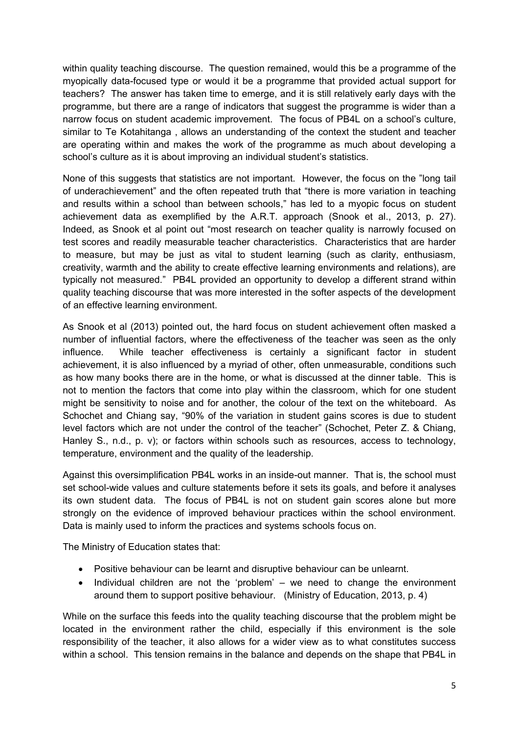within quality teaching discourse. The question remained, would this be a programme of the myopically data-focused type or would it be a programme that provided actual support for teachers? The answer has taken time to emerge, and it is still relatively early days with the programme, but there are a range of indicators that suggest the programme is wider than a narrow focus on student academic improvement. The focus of PB4L on a school's culture, similar to Te Kotahitanga , allows an understanding of the context the student and teacher are operating within and makes the work of the programme as much about developing a school's culture as it is about improving an individual student's statistics.

None of this suggests that statistics are not important. However, the focus on the "long tail of underachievement" and the often repeated truth that "there is more variation in teaching and results within a school than between schools," has led to a myopic focus on student achievement data as exemplified by the A.R.T. approach (Snook et al., 2013, p. 27). Indeed, as Snook et al point out "most research on teacher quality is narrowly focused on test scores and readily measurable teacher characteristics. Characteristics that are harder to measure, but may be just as vital to student learning (such as clarity, enthusiasm, creativity, warmth and the ability to create effective learning environments and relations), are typically not measured." PB4L provided an opportunity to develop a different strand within quality teaching discourse that was more interested in the softer aspects of the development of an effective learning environment.

As Snook et al (2013) pointed out, the hard focus on student achievement often masked a number of influential factors, where the effectiveness of the teacher was seen as the only influence. While teacher effectiveness is certainly a significant factor in student achievement, it is also influenced by a myriad of other, often unmeasurable, conditions such as how many books there are in the home, or what is discussed at the dinner table. This is not to mention the factors that come into play within the classroom, which for one student might be sensitivity to noise and for another, the colour of the text on the whiteboard. As Schochet and Chiang say, "90% of the variation in student gains scores is due to student level factors which are not under the control of the teacher" (Schochet, Peter Z. & Chiang, Hanley S., n.d., p. v); or factors within schools such as resources, access to technology, temperature, environment and the quality of the leadership.

Against this oversimplification PB4L works in an inside-out manner. That is, the school must set school-wide values and culture statements before it sets its goals, and before it analyses its own student data. The focus of PB4L is not on student gain scores alone but more strongly on the evidence of improved behaviour practices within the school environment. Data is mainly used to inform the practices and systems schools focus on.

The Ministry of Education states that:

- Positive behaviour can be learnt and disruptive behaviour can be unlearnt.
- Individual children are not the 'problem' – we need to change the environment around them to support positive behaviour. (Ministry of Education, 2013, p. 4)

While on the surface this feeds into the quality teaching discourse that the problem might be located in the environment rather the child, especially if this environment is the sole responsibility of the teacher, it also allows for a wider view as to what constitutes success within a school. This tension remains in the balance and depends on the shape that PB4L in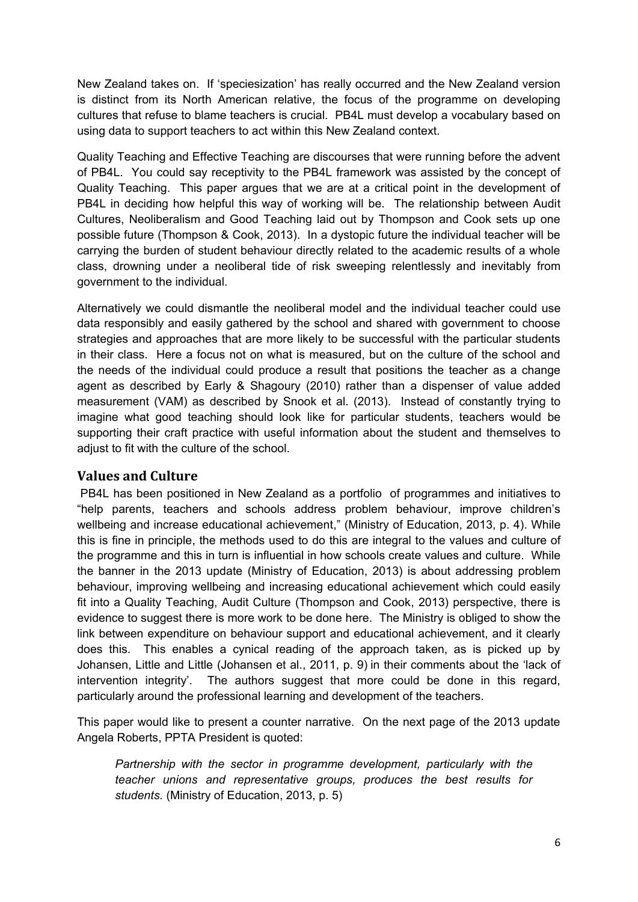New Zealand takes on. If 'speciesization' has really occurred and the New Zealand version is distinct from its North American relative, the focus of the programme on developing cultures that refuse to blame teachers is crucial. PB4L must develop a vocabulary based on using data to support teachers to act within this New Zealand context.

Quality Teaching and Effective Teaching are discourses that were running before the advent of PB4L. You could say receptivity to the PB4L framework was assisted by the concept of Quality Teaching. This paper argues that we are at a critical point in the development of PB4L in deciding how helpful this way of working will be. The relationship between Audit Cultures, Neoliberalism and Good Teaching laid out by Thompson and Cook sets up one possible future (Thompson & Cook, 2013). In a dystopic future the individual teacher will be carrying the burden of student behaviour directly related to the academic results of a whole class, drowning under a neoliberal tide of risk sweeping relentlessly and inevitably from government to the individual.

Alternatively we could dismantle the neoliberal model and the individual teacher could use data responsibly and easily gathered by the school and shared with government to choose strategies and approaches that are more likely to be successful with the particular students in their class. Here a focus not on what is measured, but on the culture of the school and the needs of the individual could produce a result that positions the teacher as a change agent as described by Early & Shagoury (2010) rather than a dispenser of value added measurement (VAM) as described by Snook et al. (2013). Instead of constantly trying to imagine what good teaching should look like for particular students, teachers would be supporting their craft practice with useful information about the student and themselves to adjust to fit with the culture of the school.

## Values and Culture

PB4L has been positioned in New Zealand as a portfolio of programmes and initiatives to "help parents, teachers and schools address problem behaviour, improve children's wellbeing and increase educational achievement," (Ministry of Education, 2013, p. 4). While this is fine in principle, the methods used to do this are integral to the values and culture of the programme and this in turn is influential in how schools create values and culture. While the banner in the 2013 update (Ministry of Education, 2013) is about addressing problem behaviour, improving wellbeing and increasing educational achievement which could easily fit into a Quality Teaching, Audit Culture (Thompson and Cook, 2013) perspective, there is evidence to suggest there is more work to be done here. The Ministry is obliged to show the link between expenditure on behaviour support and educational achievement, and it clearly does this. This enables a cynical reading of the approach taken, as is picked up by Johansen, Little and Little (Johansen et al., 2011, p. 9) in their comments about the 'lack of intervention integrity'. The authors suggest that more could be done in this regard, particularly around the professional learning and development of the teachers.

This paper would like to present a counter narrative. On the next page of the 2013 update Angela Roberts, PPTA President is quoted:

> *Partnership with the sector in programme development, particularly with the teacher unions and representative groups, produces the best results for students.* (Ministry of Education, 2013, p. 5)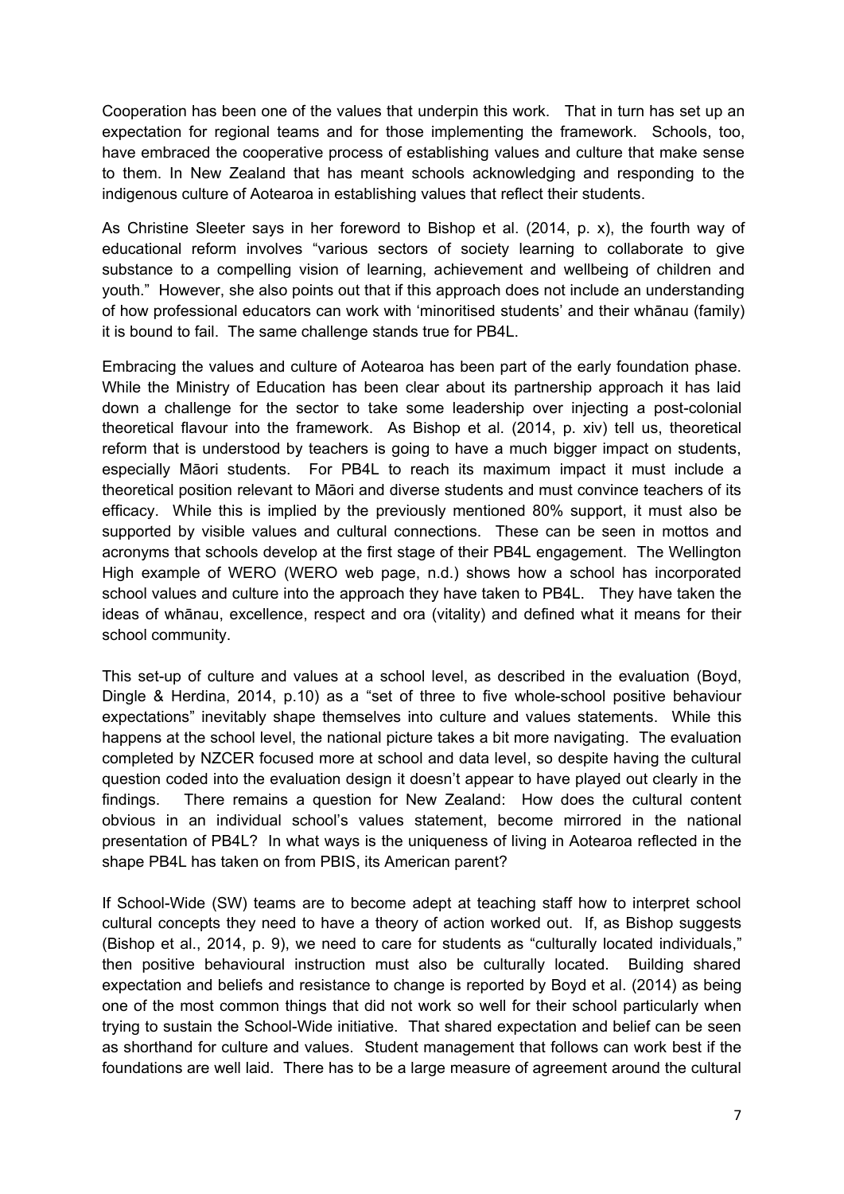Cooperation has been one of the values that underpin this work. That in turn has set up an expectation for regional teams and for those implementing the framework. Schools, too, have embraced the cooperative process of establishing values and culture that make sense to them. In New Zealand that has meant schools acknowledging and responding to the indigenous culture of Aotearoa in establishing values that reflect their students.

As Christine Sleeter says in her foreword to Bishop et al. (2014, p. x), the fourth way of educational reform involves "various sectors of society learning to collaborate to give substance to a compelling vision of learning, achievement and wellbeing of children and youth." However, she also points out that if this approach does not include an understanding of how professional educators can work with 'minoritised students' and their whānau (family) it is bound to fail. The same challenge stands true for PB4L.

Embracing the values and culture of Aotearoa has been part of the early foundation phase. While the Ministry of Education has been clear about its partnership approach it has laid down a challenge for the sector to take some leadership over injecting a post-colonial theoretical flavour into the framework. As Bishop et al. (2014, p. xiv) tell us, theoretical reform that is understood by teachers is going to have a much bigger impact on students, especially Māori students. For PB4L to reach its maximum impact it must include a theoretical position relevant to Māori and diverse students and must convince teachers of its efficacy. While this is implied by the previously mentioned 80% support, it must also be supported by visible values and cultural connections. These can be seen in mottos and acronyms that schools develop at the first stage of their PB4L engagement. The Wellington High example of WERO (WERO web page, n.d.) shows how a school has incorporated school values and culture into the approach they have taken to PB4L. They have taken the ideas of whānau, excellence, respect and ora (vitality) and defined what it means for their school community.

This set-up of culture and values at a school level, as described in the evaluation (Boyd, Dingle & Herdina, 2014, p.10) as a "set of three to five whole-school positive behaviour expectations" inevitably shape themselves into culture and values statements. While this happens at the school level, the national picture takes a bit more navigating. The evaluation completed by NZCER focused more at school and data level, so despite having the cultural question coded into the evaluation design it doesn't appear to have played out clearly in the findings. There remains a question for New Zealand: How does the cultural content obvious in an individual school's values statement, become mirrored in the national presentation of PB4L? In what ways is the uniqueness of living in Aotearoa reflected in the shape PB4L has taken on from PBIS, its American parent?

If School-Wide (SW) teams are to become adept at teaching staff how to interpret school cultural concepts they need to have a theory of action worked out. If, as Bishop suggests (Bishop et al., 2014, p. 9), we need to care for students as "culturally located individuals," then positive behavioural instruction must also be culturally located. Building shared expectation and beliefs and resistance to change is reported by Boyd et al. (2014) as being one of the most common things that did not work so well for their school particularly when trying to sustain the School-Wide initiative. That shared expectation and belief can be seen as shorthand for culture and values. Student management that follows can work best if the foundations are well laid. There has to be a large measure of agreement around the cultural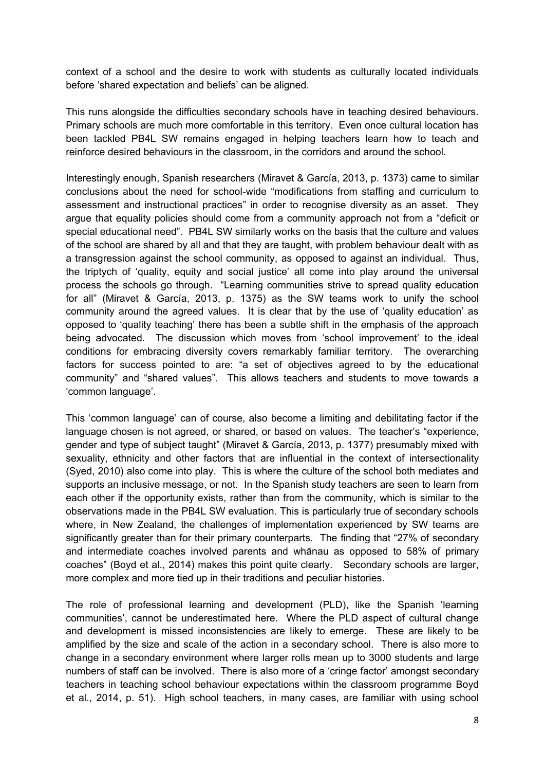context of a school and the desire to work with students as culturally located individuals before 'shared expectation and beliefs' can be aligned.

This runs alongside the difficulties secondary schools have in teaching desired behaviours. Primary schools are much more comfortable in this territory. Even once cultural location has been tackled PB4L SW remains engaged in helping teachers learn how to teach and reinforce desired behaviours in the classroom, in the corridors and around the school.

Interestingly enough, Spanish researchers (Miravet & García, 2013, p. 1373) came to similar conclusions about the need for school-wide "modifications from staffing and curriculum to assessment and instructional practices" in order to recognise diversity as an asset. They argue that equality policies should come from a community approach not from a "deficit or special educational need". PB4L SW similarly works on the basis that the culture and values of the school are shared by all and that they are taught, with problem behaviour dealt with as a transgression against the school community, as opposed to against an individual. Thus, the triptych of 'quality, equity and social justice' all come into play around the universal process the schools go through. "Learning communities strive to spread quality education for all" (Miravet & García, 2013, p. 1375) as the SW teams work to unify the school community around the agreed values. It is clear that by the use of 'quality education' as opposed to 'quality teaching' there has been a subtle shift in the emphasis of the approach being advocated. The discussion which moves from 'school improvement' to the ideal conditions for embracing diversity covers remarkably familiar territory. The overarching factors for success pointed to are: "a set of objectives agreed to by the educational community" and "shared values". This allows teachers and students to move towards a 'common language'.

This 'common language' can of course, also become a limiting and debilitating factor if the language chosen is not agreed, or shared, or based on values. The teacher's "experience, gender and type of subject taught" (Miravet & García, 2013, p. 1377) presumably mixed with sexuality, ethnicity and other factors that are influential in the context of intersectionality (Syed, 2010) also come into play. This is where the culture of the school both mediates and supports an inclusive message, or not. In the Spanish study teachers are seen to learn from each other if the opportunity exists, rather than from the community, which is similar to the observations made in the PB4L SW evaluation. This is particularly true of secondary schools where, in New Zealand, the challenges of implementation experienced by SW teams are significantly greater than for their primary counterparts. The finding that "27% of secondary and intermediate coaches involved parents and whānau as opposed to 58% of primary coaches" (Boyd et al., 2014) makes this point quite clearly. Secondary schools are larger, more complex and more tied up in their traditions and peculiar histories.

The role of professional learning and development (PLD), like the Spanish 'learning communities', cannot be underestimated here. Where the PLD aspect of cultural change and development is missed inconsistencies are likely to emerge. These are likely to be amplified by the size and scale of the action in a secondary school. There is also more to change in a secondary environment where larger rolls mean up to 3000 students and large numbers of staff can be involved. There is also more of a 'cringe factor' amongst secondary teachers in teaching school behaviour expectations within the classroom programme Boyd et al., 2014, p. 51). High school teachers, in many cases, are familiar with using school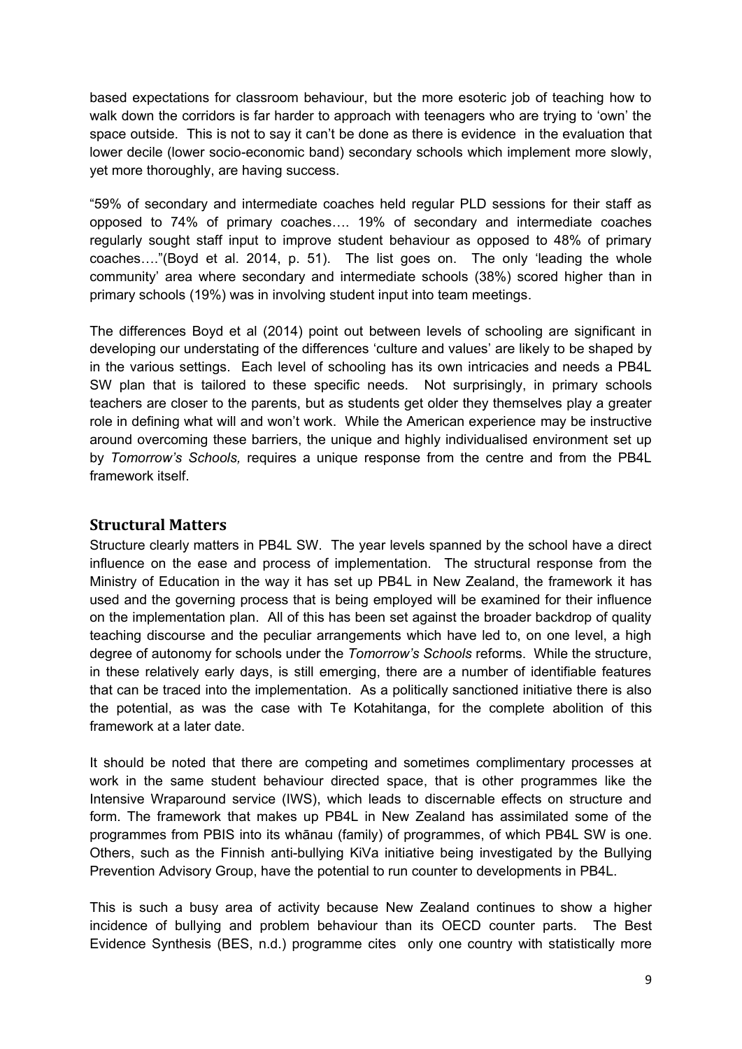based expectations for classroom behaviour, but the more esoteric job of teaching how to walk down the corridors is far harder to approach with teenagers who are trying to 'own' the space outside. This is not to say it can't be done as there is evidence in the evaluation that lower decile (lower socio-economic band) secondary schools which implement more slowly, yet more thoroughly, are having success.

"59% of secondary and intermediate coaches held regular PLD sessions for their staff as opposed to 74% of primary coaches…. 19% of secondary and intermediate coaches regularly sought staff input to improve student behaviour as opposed to 48% of primary coaches…."(Boyd et al. 2014, p. 51). The list goes on. The only 'leading the whole community' area where secondary and intermediate schools (38%) scored higher than in primary schools (19%) was in involving student input into team meetings.

The differences Boyd et al (2014) point out between levels of schooling are significant in developing our understating of the differences 'culture and values' are likely to be shaped by in the various settings. Each level of schooling has its own intricacies and needs a PB4L SW plan that is tailored to these specific needs. Not surprisingly, in primary schools teachers are closer to the parents, but as students get older they themselves play a greater role in defining what will and won't work. While the American experience may be instructive around overcoming these barriers, the unique and highly individualised environment set up by *Tomorrow's Schools,* requires a unique response from the centre and from the PB4L framework itself.

## Structural Matters

Structure clearly matters in PB4L SW. The year levels spanned by the school have a direct influence on the ease and process of implementation. The structural response from the Ministry of Education in the way it has set up PB4L in New Zealand, the framework it has used and the governing process that is being employed will be examined for their influence on the implementation plan. All of this has been set against the broader backdrop of quality teaching discourse and the peculiar arrangements which have led to, on one level, a high degree of autonomy for schools under the *Tomorrow's Schools* reforms. While the structure, in these relatively early days, is still emerging, there are a number of identifiable features that can be traced into the implementation. As a politically sanctioned initiative there is also the potential, as was the case with Te Kotahitanga, for the complete abolition of this framework at a later date.

It should be noted that there are competing and sometimes complimentary processes at work in the same student behaviour directed space, that is other programmes like the Intensive Wraparound service (IWS), which leads to discernable effects on structure and form. The framework that makes up PB4L in New Zealand has assimilated some of the programmes from PBIS into its whānau (family) of programmes, of which PB4L SW is one. Others, such as the Finnish anti-bullying KiVa initiative being investigated by the Bullying Prevention Advisory Group, have the potential to run counter to developments in PB4L.

This is such a busy area of activity because New Zealand continues to show a higher incidence of bullying and problem behaviour than its OECD counter parts. The Best Evidence Synthesis (BES, n.d.) programme cites only one country with statistically more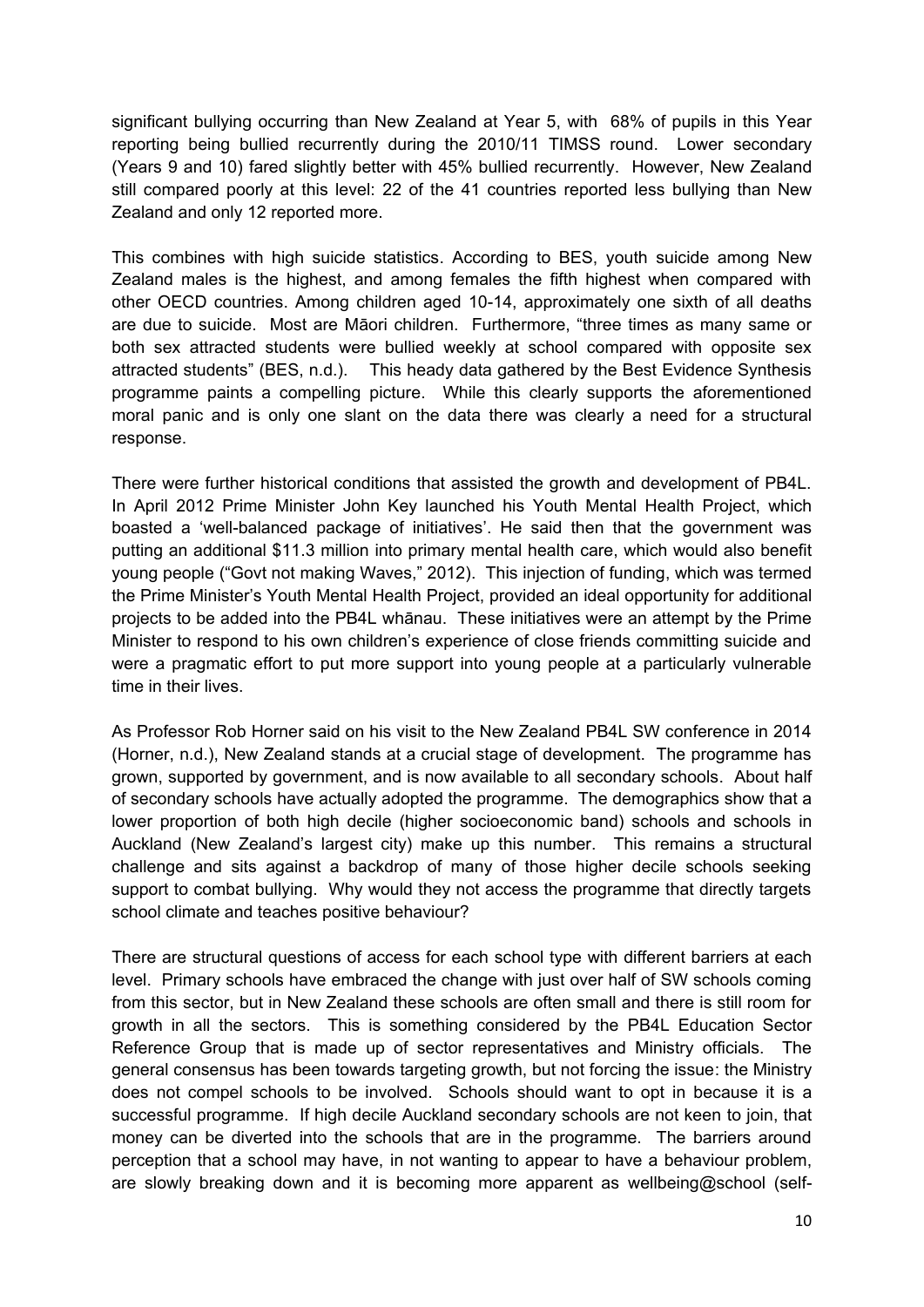significant bullying occurring than New Zealand at Year 5, with 68% of pupils in this Year reporting being bullied recurrently during the 2010/11 TIMSS round. Lower secondary (Years 9 and 10) fared slightly better with 45% bullied recurrently. However, New Zealand still compared poorly at this level: 22 of the 41 countries reported less bullying than New Zealand and only 12 reported more.

This combines with high suicide statistics. According to BES, youth suicide among New Zealand males is the highest, and among females the fifth highest when compared with other OECD countries. Among children aged 10-14, approximately one sixth of all deaths are due to suicide. Most are Māori children. Furthermore, "three times as many same or both sex attracted students were bullied weekly at school compared with opposite sex attracted students" (BES, n.d.). This heady data gathered by the Best Evidence Synthesis programme paints a compelling picture. While this clearly supports the aforementioned moral panic and is only one slant on the data there was clearly a need for a structural response.

There were further historical conditions that assisted the growth and development of PB4L. In April 2012 Prime Minister John Key launched his Youth Mental Health Project, which boasted a 'well-balanced package of initiatives'. He said then that the government was putting an additional $11.3 million into primary mental health care, which would also benefit young people ("Govt not making Waves," 2012). This injection of funding, which was termed the Prime Minister's Youth Mental Health Project, provided an ideal opportunity for additional projects to be added into the PB4L whānau. These initiatives were an attempt by the Prime Minister to respond to his own children's experience of close friends committing suicide and were a pragmatic effort to put more support into young people at a particularly vulnerable time in their lives.

As Professor Rob Horner said on his visit to the New Zealand PB4L SW conference in 2014 (Horner, n.d.), New Zealand stands at a crucial stage of development. The programme has grown, supported by government, and is now available to all secondary schools. About half of secondary schools have actually adopted the programme. The demographics show that a lower proportion of both high decile (higher socioeconomic band) schools and schools in Auckland (New Zealand's largest city) make up this number. This remains a structural challenge and sits against a backdrop of many of those higher decile schools seeking support to combat bullying. Why would they not access the programme that directly targets school climate and teaches positive behaviour?

There are structural questions of access for each school type with different barriers at each level. Primary schools have embraced the change with just over half of SW schools coming from this sector, but in New Zealand these schools are often small and there is still room for growth in all the sectors. This is something considered by the PB4L Education Sector Reference Group that is made up of sector representatives and Ministry officials. The general consensus has been towards targeting growth, but not forcing the issue: the Ministry does not compel schools to be involved. Schools should want to opt in because it is a successful programme. If high decile Auckland secondary schools are not keen to join, that money can be diverted into the schools that are in the programme. The barriers around perception that a school may have, in not wanting to appear to have a behaviour problem, are slowly breaking down and it is becoming more apparent as wellbeing@school (self-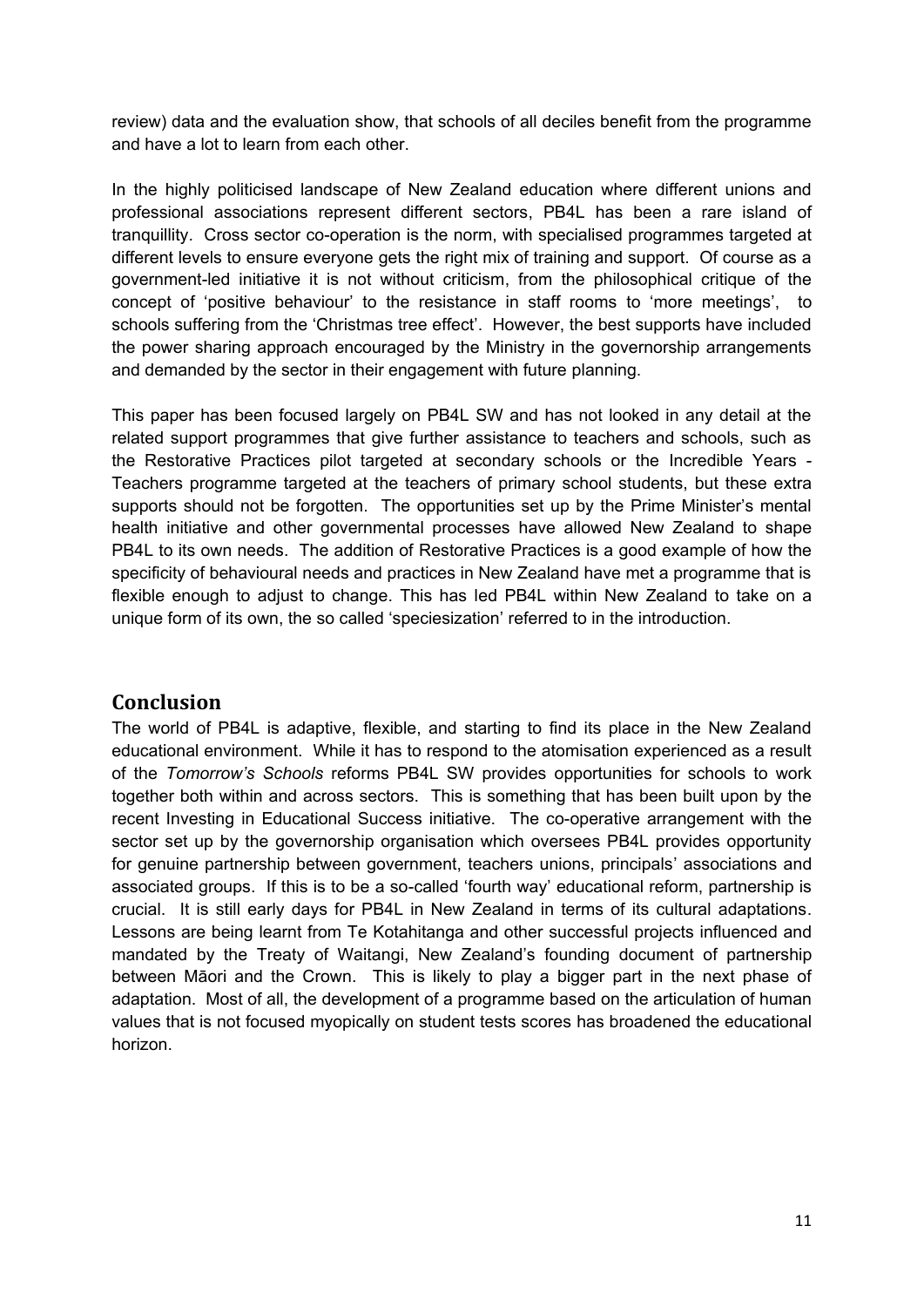review) data and the evaluation show, that schools of all deciles benefit from the programme and have a lot to learn from each other.

In the highly politicised landscape of New Zealand education where different unions and professional associations represent different sectors, PB4L has been a rare island of tranquillity. Cross sector co-operation is the norm, with specialised programmes targeted at different levels to ensure everyone gets the right mix of training and support. Of course as a government-led initiative it is not without criticism, from the philosophical critique of the concept of 'positive behaviour' to the resistance in staff rooms to 'more meetings', to schools suffering from the 'Christmas tree effect'. However, the best supports have included the power sharing approach encouraged by the Ministry in the governorship arrangements and demanded by the sector in their engagement with future planning.

This paper has been focused largely on PB4L SW and has not looked in any detail at the related support programmes that give further assistance to teachers and schools, such as the Restorative Practices pilot targeted at secondary schools or the Incredible Years - Teachers programme targeted at the teachers of primary school students, but these extra supports should not be forgotten. The opportunities set up by the Prime Minister's mental health initiative and other governmental processes have allowed New Zealand to shape PB4L to its own needs. The addition of Restorative Practices is a good example of how the specificity of behavioural needs and practices in New Zealand have met a programme that is flexible enough to adjust to change. This has led PB4L within New Zealand to take on a unique form of its own, the so called 'speciesization' referred to in the introduction.

## Conclusion

The world of PB4L is adaptive, flexible, and starting to find its place in the New Zealand educational environment. While it has to respond to the atomisation experienced as a result of the *Tomorrow's Schools* reforms PB4L SW provides opportunities for schools to work together both within and across sectors. This is something that has been built upon by the recent Investing in Educational Success initiative. The co-operative arrangement with the sector set up by the governorship organisation which oversees PB4L provides opportunity for genuine partnership between government, teachers unions, principals' associations and associated groups. If this is to be a so-called 'fourth way' educational reform, partnership is crucial. It is still early days for PB4L in New Zealand in terms of its cultural adaptations. Lessons are being learnt from Te Kotahitanga and other successful projects influenced and mandated by the Treaty of Waitangi, New Zealand's founding document of partnership between Māori and the Crown. This is likely to play a bigger part in the next phase of adaptation. Most of all, the development of a programme based on the articulation of human values that is not focused myopically on student tests scores has broadened the educational horizon.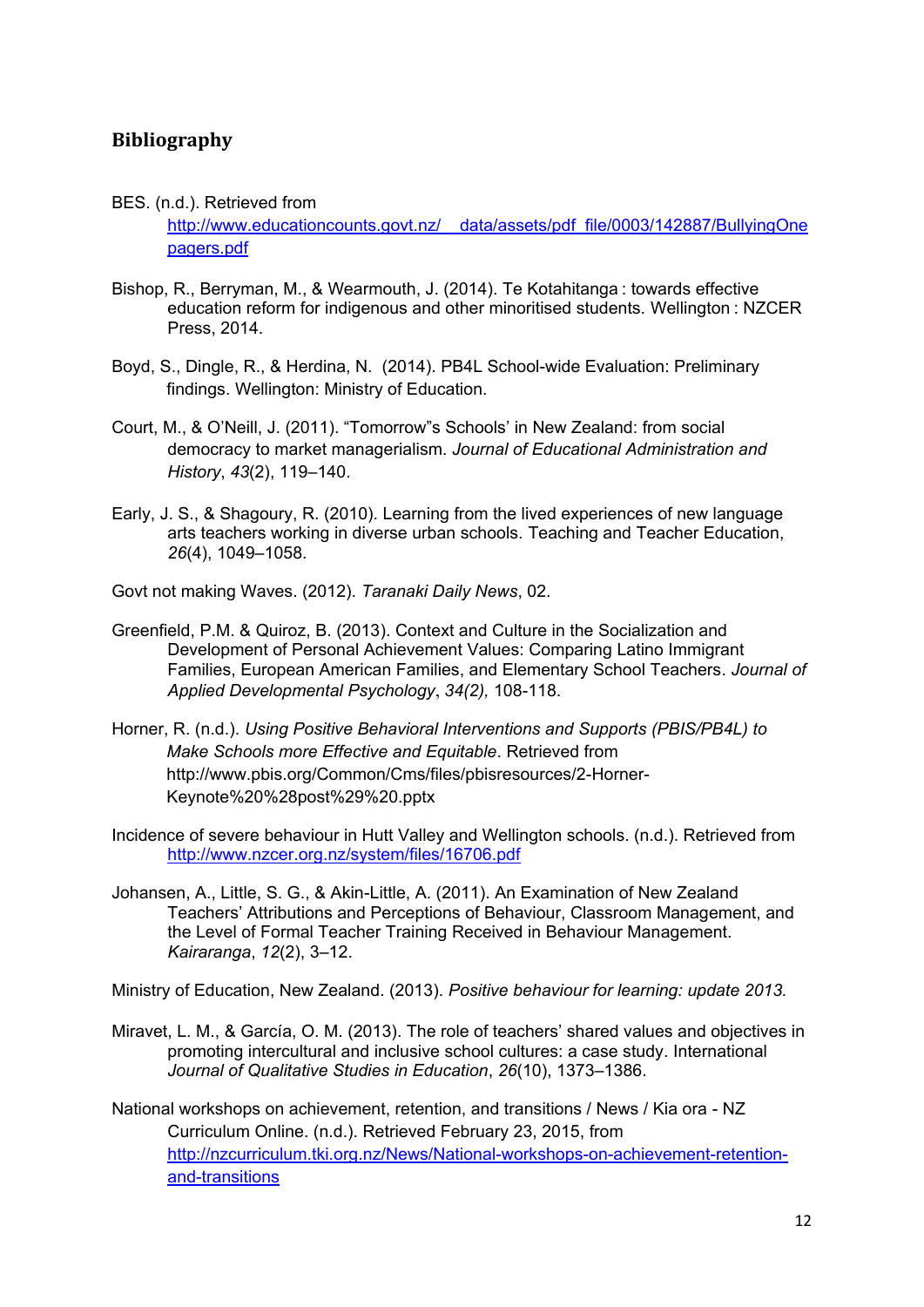## Bibliography

BES. (n.d.). Retrieved from http://www.educationcounts.govt.nz/__data/assets/pdf_file/0003/142887/BullyingOnepagers.pdf

Bishop, R., Berryman, M., & Wearmouth, J. (2014). Te Kotahitanga : towards effective education reform for indigenous and other minoritised students. Wellington : NZCER Press, 2014.

Boyd, S., Dingle, R., & Herdina, N. (2014). PB4L School-wide Evaluation: Preliminary findings. Wellington: Ministry of Education.

Court, M., & O'Neill, J. (2011). "Tomorrow"s Schools' in New Zealand: from social democracy to market managerialism. *Journal of Educational Administration and History*, *43*(2), 119–140.

Early, J. S., & Shagoury, R. (2010). Learning from the lived experiences of new language arts teachers working in diverse urban schools. Teaching and Teacher Education, *26*(4), 1049–1058.

Govt not making Waves. (2012). *Taranaki Daily News*, 02.

Greenfield, P.M. & Quiroz, B. (2013). Context and Culture in the Socialization and Development of Personal Achievement Values: Comparing Latino Immigrant Families, European American Families, and Elementary School Teachers. *Journal of Applied Developmental Psychology*, *34(2),* 108-118.

Horner, R. (n.d.). *Using Positive Behavioral Interventions and Supports (PBIS/PB4L) to Make Schools more Effective and Equitable*. Retrieved from http://www.pbis.org/Common/Cms/files/pbisresources/2-Horner-Keynote%20%28post%29%20.pptx

Incidence of severe behaviour in Hutt Valley and Wellington schools. (n.d.). Retrieved from http://www.nzcer.org.nz/system/files/16706.pdf

Johansen, A., Little, S. G., & Akin-Little, A. (2011). An Examination of New Zealand Teachers' Attributions and Perceptions of Behaviour, Classroom Management, and the Level of Formal Teacher Training Received in Behaviour Management. *Kairaranga*, *12*(2), 3–12.

Ministry of Education, New Zealand. (2013). *Positive behaviour for learning: update 2013.*

Miravet, L. M., & García, O. M. (2013). The role of teachers' shared values and objectives in promoting intercultural and inclusive school cultures: a case study. International *Journal of Qualitative Studies in Education*, *26*(10), 1373–1386.

National workshops on achievement, retention, and transitions / News / Kia ora - NZ Curriculum Online. (n.d.). Retrieved February 23, 2015, from http://nzcurriculum.tki.org.nz/News/National-workshops-on-achievement-retention-and-transitions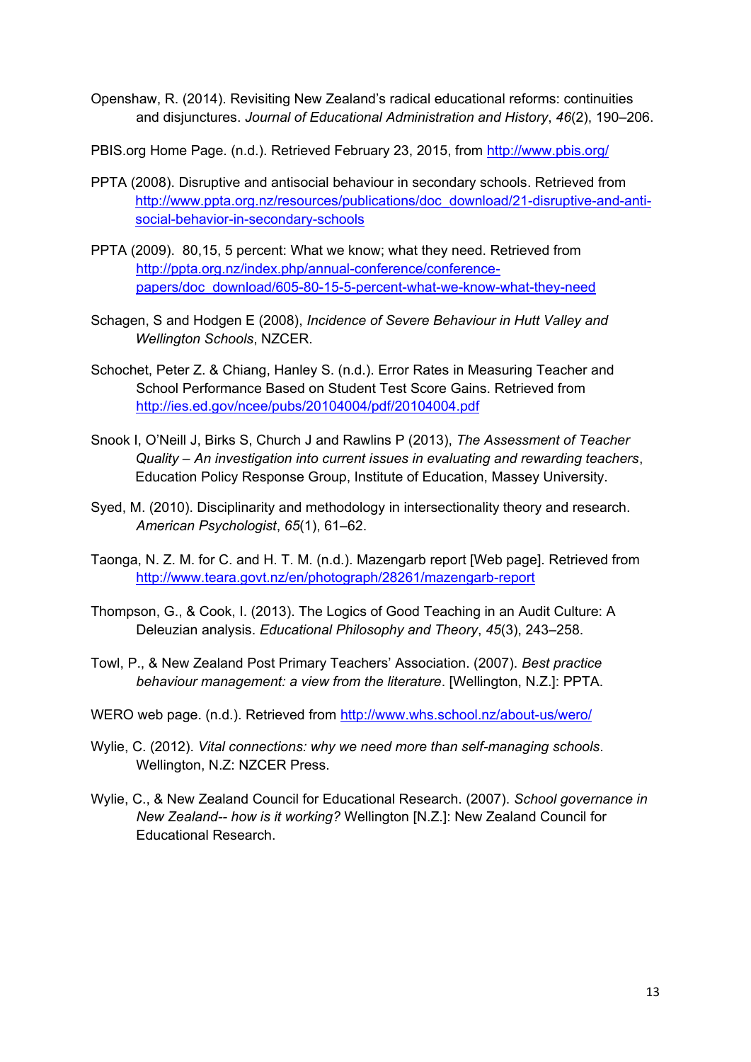Openshaw, R. (2014). Revisiting New Zealand's radical educational reforms: continuities and disjunctures. *Journal of Educational Administration and History*, *46*(2), 190–206.

PBIS.org Home Page. (n.d.). Retrieved February 23, 2015, from http://www.pbis.org/

PPTA (2008). Disruptive and antisocial behaviour in secondary schools. Retrieved from http://www.ppta.org.nz/resources/publications/doc_download/21-disruptive-and-anti-social-behavior-in-secondary-schools

PPTA (2009). 80,15, 5 percent: What we know; what they need. Retrieved from http://ppta.org.nz/index.php/annual-conference/conference-papers/doc_download/605-80-15-5-percent-what-we-know-what-they-need

Schagen, S and Hodgen E (2008), *Incidence of Severe Behaviour in Hutt Valley and Wellington Schools*, NZCER.

Schochet, Peter Z. & Chiang, Hanley S. (n.d.). Error Rates in Measuring Teacher and School Performance Based on Student Test Score Gains. Retrieved from http://ies.ed.gov/ncee/pubs/20104004/pdf/20104004.pdf

Snook I, O'Neill J, Birks S, Church J and Rawlins P (2013), *The Assessment of Teacher Quality – An investigation into current issues in evaluating and rewarding teachers*, Education Policy Response Group, Institute of Education, Massey University.

Syed, M. (2010). Disciplinarity and methodology in intersectionality theory and research. *American Psychologist*, *65*(1), 61–62.

Taonga, N. Z. M. for C. and H. T. M. (n.d.). Mazengarb report [Web page]. Retrieved from http://www.teara.govt.nz/en/photograph/28261/mazengarb-report

Thompson, G., & Cook, I. (2013). The Logics of Good Teaching in an Audit Culture: A Deleuzian analysis. *Educational Philosophy and Theory*, *45*(3), 243–258.

Towl, P., & New Zealand Post Primary Teachers' Association. (2007). *Best practice behaviour management: a view from the literature*. [Wellington, N.Z.]: PPTA.

WERO web page. (n.d.). Retrieved from http://www.whs.school.nz/about-us/wero/

Wylie, C. (2012). *Vital connections: why we need more than self-managing schools*. Wellington, N.Z: NZCER Press.

Wylie, C., & New Zealand Council for Educational Research. (2007). *School governance in New Zealand-- how is it working?* Wellington [N.Z.]: New Zealand Council for Educational Research.